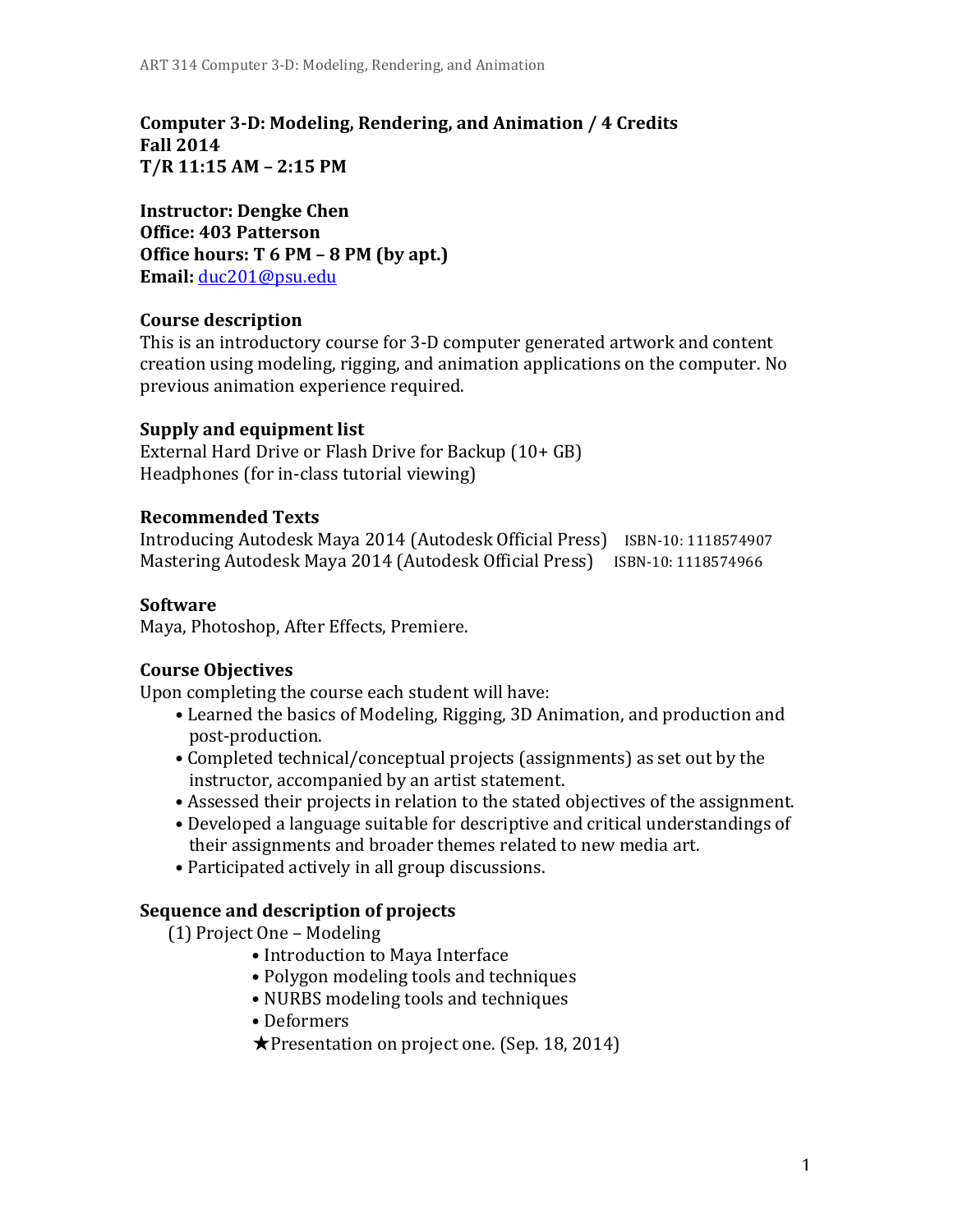**Computer 3-D: Modeling, Rendering, and Animation / 4 Credits**
**Fall 2014**
**T/R 11:15 AM – 2:15 PM**

**Instructor: Dengke Chen**
**Office: 403 Patterson**
**Office hours: T 6 PM – 8 PM (by apt.)**
**Email:** duc201@psu.edu

### Course description

This is an introductory course for 3-D computer generated artwork and content creation using modeling, rigging, and animation applications on the computer. No previous animation experience required.

### Supply and equipment list

External Hard Drive or Flash Drive for Backup (10+ GB)
Headphones (for in-class tutorial viewing)

### Recommended Texts

Introducing Autodesk Maya 2014 (Autodesk Official Press) ISBN-10: 1118574907
Mastering Autodesk Maya 2014 (Autodesk Official Press) ISBN-10: 1118574966

### Software

Maya, Photoshop, After Effects, Premiere.

### Course Objectives

Upon completing the course each student will have:

- Learned the basics of Modeling, Rigging, 3D Animation, and production and post-production.
- Completed technical/conceptual projects (assignments) as set out by the instructor, accompanied by an artist statement.
- Assessed their projects in relation to the stated objectives of the assignment.
- Developed a language suitable for descriptive and critical understandings of their assignments and broader themes related to new media art.
- Participated actively in all group discussions.

### Sequence and description of projects

(1) Project One – Modeling

- Introduction to Maya Interface
- Polygon modeling tools and techniques
- NURBS modeling tools and techniques
- Deformers

★Presentation on project one. (Sep. 18, 2014)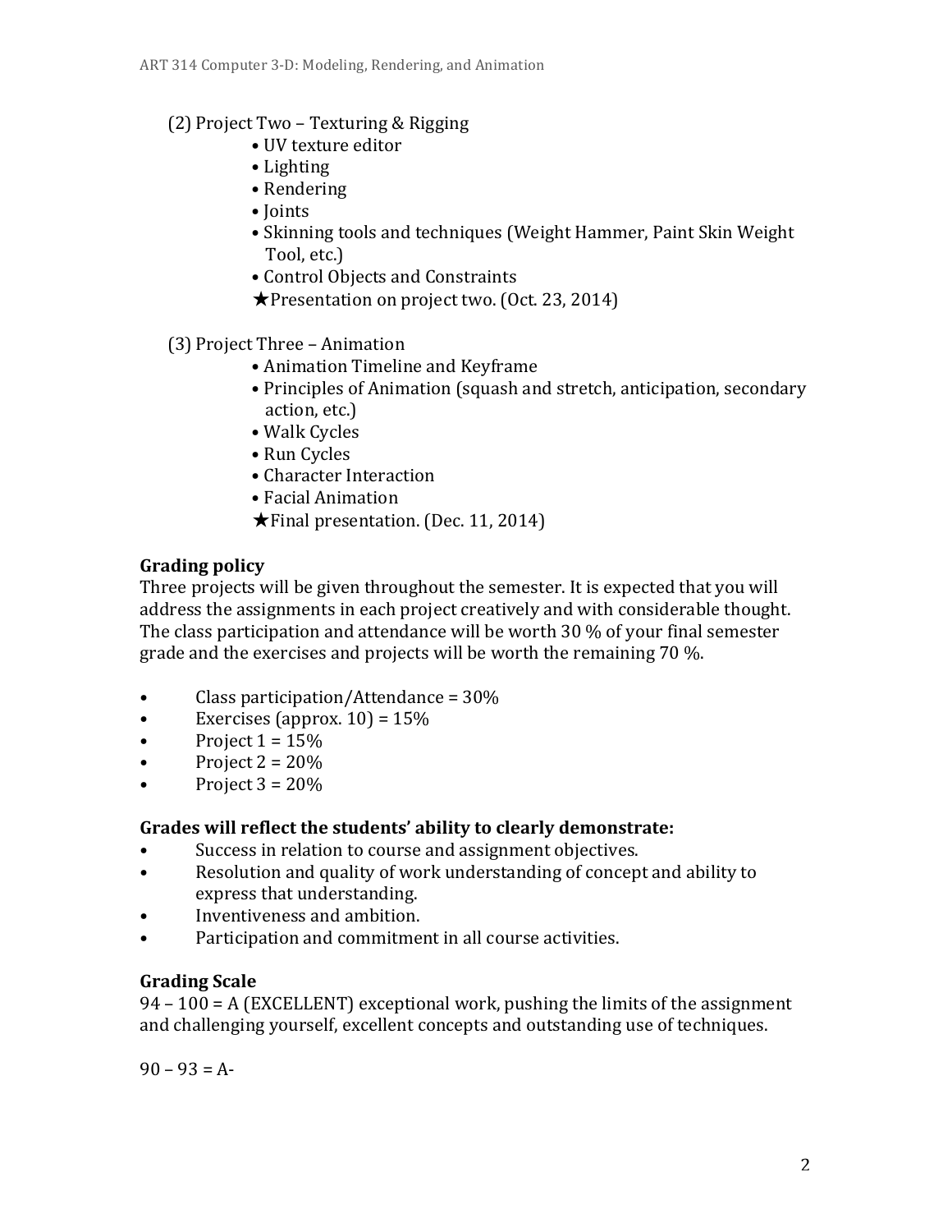(2) Project Two – Texturing & Rigging

- UV texture editor
- Lighting
- Rendering
- Joints
- Skinning tools and techniques (Weight Hammer, Paint Skin Weight Tool, etc.)
- Control Objects and Constraints

★Presentation on project two. (Oct. 23, 2014)

(3) Project Three – Animation

- Animation Timeline and Keyframe
- Principles of Animation (squash and stretch, anticipation, secondary action, etc.)
- Walk Cycles
- Run Cycles
- Character Interaction
- Facial Animation

★Final presentation. (Dec. 11, 2014)

**Grading policy**

Three projects will be given throughout the semester. It is expected that you will address the assignments in each project creatively and with considerable thought. The class participation and attendance will be worth 30 % of your final semester grade and the exercises and projects will be worth the remaining 70 %.

- Class participation/Attendance = 30%
- Exercises (approx. 10) = 15%
- Project 1 = 15%
- Project 2 = 20%
- Project 3 = 20%

**Grades will reflect the students' ability to clearly demonstrate:**

- Success in relation to course and assignment objectives.
- Resolution and quality of work understanding of concept and ability to express that understanding.
- Inventiveness and ambition.
- Participation and commitment in all course activities.

**Grading Scale**

94 – 100 = A (EXCELLENT) exceptional work, pushing the limits of the assignment and challenging yourself, excellent concepts and outstanding use of techniques.

90 – 93 = A-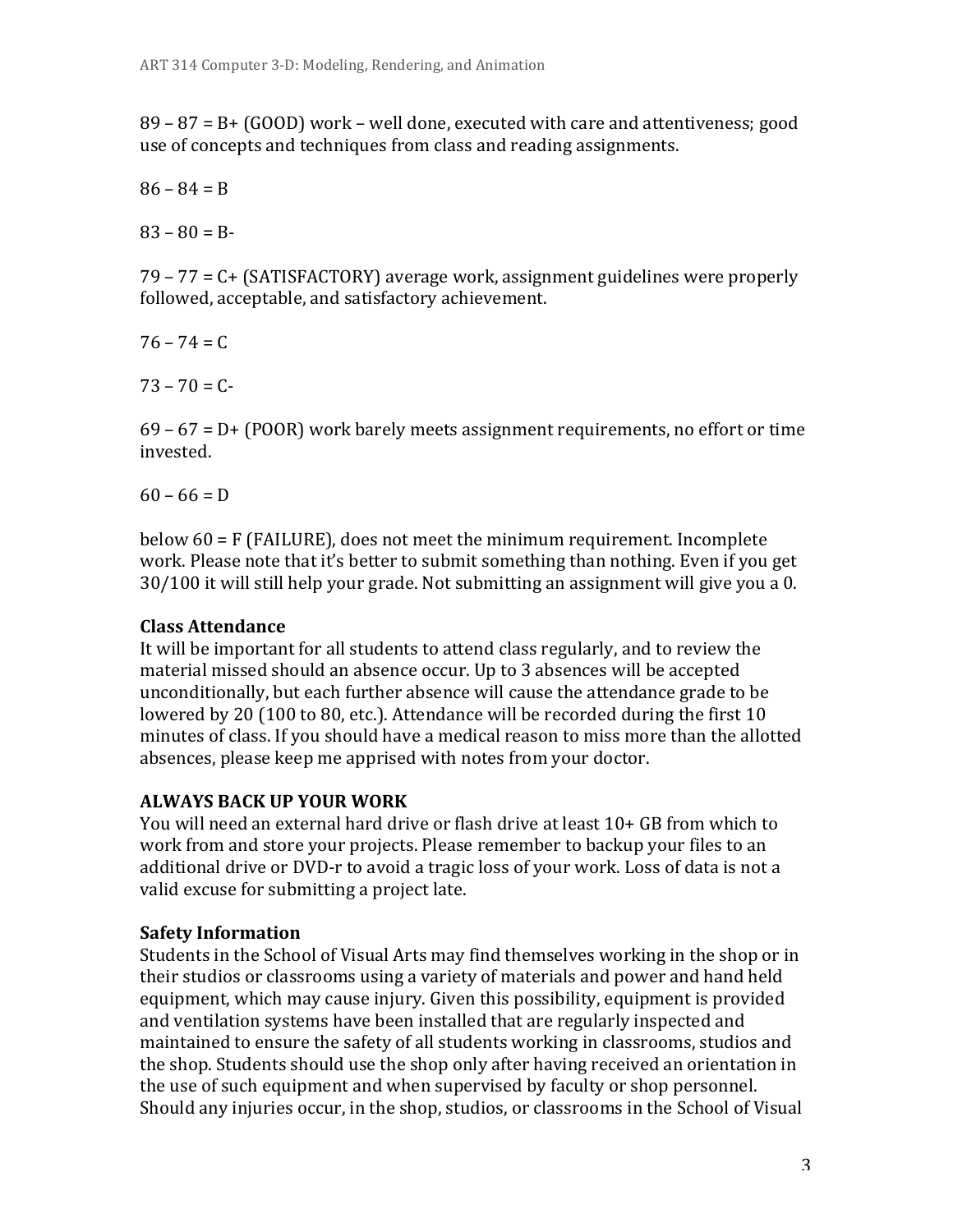89 – 87 = B+ (GOOD) work – well done, executed with care and attentiveness; good use of concepts and techniques from class and reading assignments.

86 – 84 = B

83 – 80 = B-

79 – 77 = C+ (SATISFACTORY) average work, assignment guidelines were properly followed, acceptable, and satisfactory achievement.

76 – 74 = C

73 – 70 = C-

69 – 67 = D+ (POOR) work barely meets assignment requirements, no effort or time invested.

60 – 66 = D

below 60 = F (FAILURE), does not meet the minimum requirement. Incomplete work. Please note that it's better to submit something than nothing. Even if you get 30/100 it will still help your grade. Not submitting an assignment will give you a 0.

**Class Attendance**
It will be important for all students to attend class regularly, and to review the material missed should an absence occur. Up to 3 absences will be accepted unconditionally, but each further absence will cause the attendance grade to be lowered by 20 (100 to 80, etc.). Attendance will be recorded during the first 10 minutes of class. If you should have a medical reason to miss more than the allotted absences, please keep me apprised with notes from your doctor.

**ALWAYS BACK UP YOUR WORK**
You will need an external hard drive or flash drive at least 10+ GB from which to work from and store your projects. Please remember to backup your files to an additional drive or DVD-r to avoid a tragic loss of your work. Loss of data is not a valid excuse for submitting a project late.

**Safety Information**
Students in the School of Visual Arts may find themselves working in the shop or in their studios or classrooms using a variety of materials and power and hand held equipment, which may cause injury. Given this possibility, equipment is provided and ventilation systems have been installed that are regularly inspected and maintained to ensure the safety of all students working in classrooms, studios and the shop. Students should use the shop only after having received an orientation in the use of such equipment and when supervised by faculty or shop personnel. Should any injuries occur, in the shop, studios, or classrooms in the School of Visual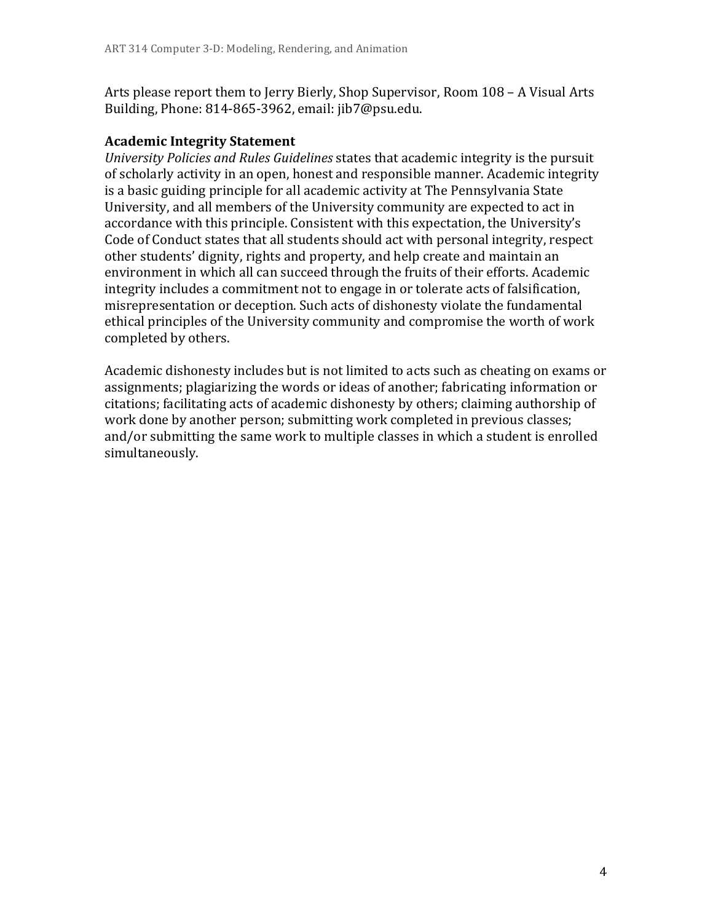Arts please report them to Jerry Bierly, Shop Supervisor, Room 108 – A Visual Arts Building, Phone: 814-865-3962, email: jib7@psu.edu.

**Academic Integrity Statement**

*University Policies and Rules Guidelines* states that academic integrity is the pursuit of scholarly activity in an open, honest and responsible manner. Academic integrity is a basic guiding principle for all academic activity at The Pennsylvania State University, and all members of the University community are expected to act in accordance with this principle. Consistent with this expectation, the University's Code of Conduct states that all students should act with personal integrity, respect other students' dignity, rights and property, and help create and maintain an environment in which all can succeed through the fruits of their efforts. Academic integrity includes a commitment not to engage in or tolerate acts of falsification, misrepresentation or deception. Such acts of dishonesty violate the fundamental ethical principles of the University community and compromise the worth of work completed by others.

Academic dishonesty includes but is not limited to acts such as cheating on exams or assignments; plagiarizing the words or ideas of another; fabricating information or citations; facilitating acts of academic dishonesty by others; claiming authorship of work done by another person; submitting work completed in previous classes; and/or submitting the same work to multiple classes in which a student is enrolled simultaneously.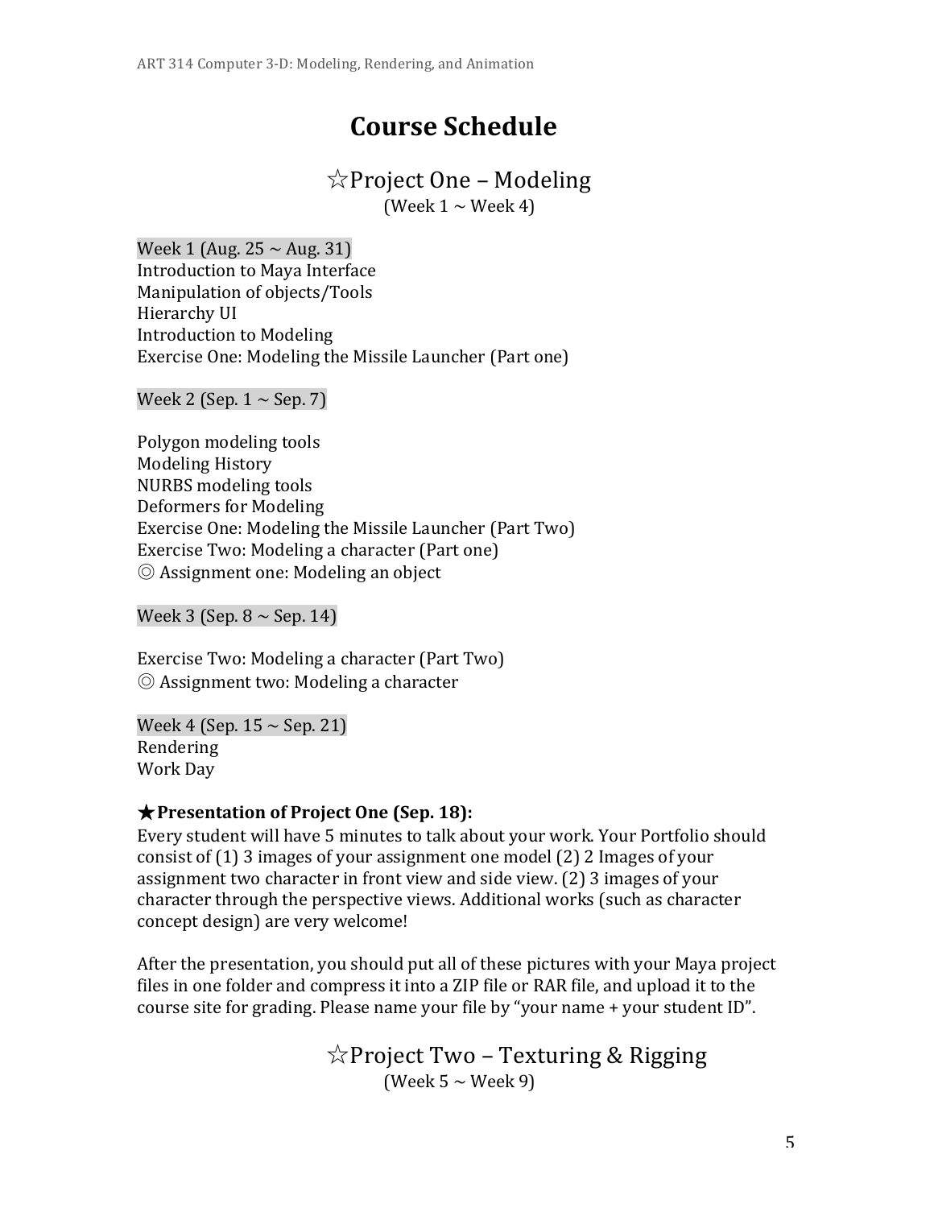# Course Schedule

## ☆Project One – Modeling
(Week 1 ~ Week 4)

Week 1 (Aug. 25 ~ Aug. 31)
Introduction to Maya Interface
Manipulation of objects/Tools
Hierarchy UI
Introduction to Modeling
Exercise One: Modeling the Missile Launcher (Part one)

Week 2 (Sep. 1 ~ Sep. 7)

Polygon modeling tools
Modeling History
NURBS modeling tools
Deformers for Modeling
Exercise One: Modeling the Missile Launcher (Part Two)
Exercise Two: Modeling a character (Part one)
◎ Assignment one: Modeling an object

Week 3 (Sep. 8 ~ Sep. 14)

Exercise Two: Modeling a character (Part Two)
◎ Assignment two: Modeling a character

Week 4 (Sep. 15 ~ Sep. 21)
Rendering
Work Day

**★Presentation of Project One (Sep. 18):**
Every student will have 5 minutes to talk about your work. Your Portfolio should consist of (1) 3 images of your assignment one model (2) 2 Images of your assignment two character in front view and side view. (2) 3 images of your character through the perspective views. Additional works (such as character concept design) are very welcome!

After the presentation, you should put all of these pictures with your Maya project files in one folder and compress it into a ZIP file or RAR file, and upload it to the course site for grading. Please name your file by "your name + your student ID".

## ☆Project Two – Texturing & Rigging
(Week 5 ~ Week 9)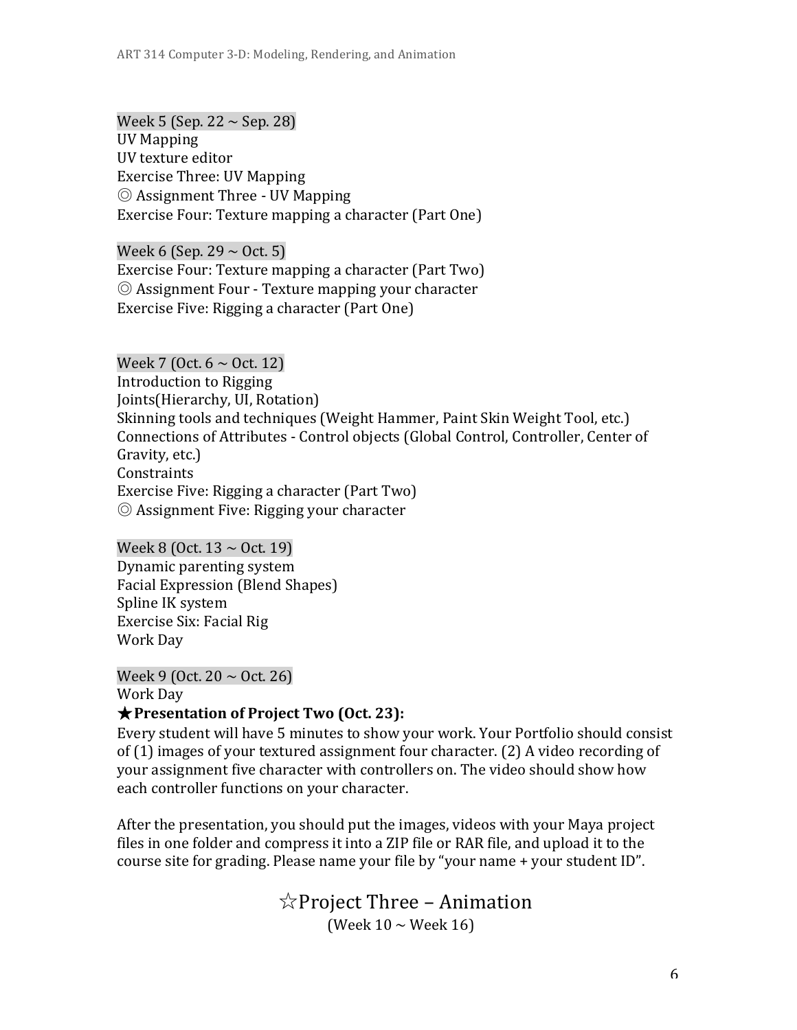Week 5 (Sep. 22 ~ Sep. 28)
UV Mapping
UV texture editor
Exercise Three: UV Mapping
◎ Assignment Three - UV Mapping
Exercise Four: Texture mapping a character (Part One)

Week 6 (Sep. 29 ~ Oct. 5)
Exercise Four: Texture mapping a character (Part Two)
◎ Assignment Four - Texture mapping your character
Exercise Five: Rigging a character (Part One)

Week 7 (Oct. 6 ~ Oct. 12)
Introduction to Rigging
Joints(Hierarchy, UI, Rotation)
Skinning tools and techniques (Weight Hammer, Paint Skin Weight Tool, etc.)
Connections of Attributes - Control objects (Global Control, Controller, Center of Gravity, etc.)
Constraints
Exercise Five: Rigging a character (Part Two)
◎ Assignment Five: Rigging your character

Week 8 (Oct. 13 ~ Oct. 19)
Dynamic parenting system
Facial Expression (Blend Shapes)
Spline IK system
Exercise Six: Facial Rig
Work Day

Week 9 (Oct. 20 ~ Oct. 26)
Work Day
**★Presentation of Project Two (Oct. 23):**
Every student will have 5 minutes to show your work. Your Portfolio should consist of (1) images of your textured assignment four character. (2) A video recording of your assignment five character with controllers on. The video should show how each controller functions on your character.

After the presentation, you should put the images, videos with your Maya project files in one folder and compress it into a ZIP file or RAR file, and upload it to the course site for grading. Please name your file by "your name + your student ID".

## ☆Project Three – Animation

(Week 10 ~ Week 16)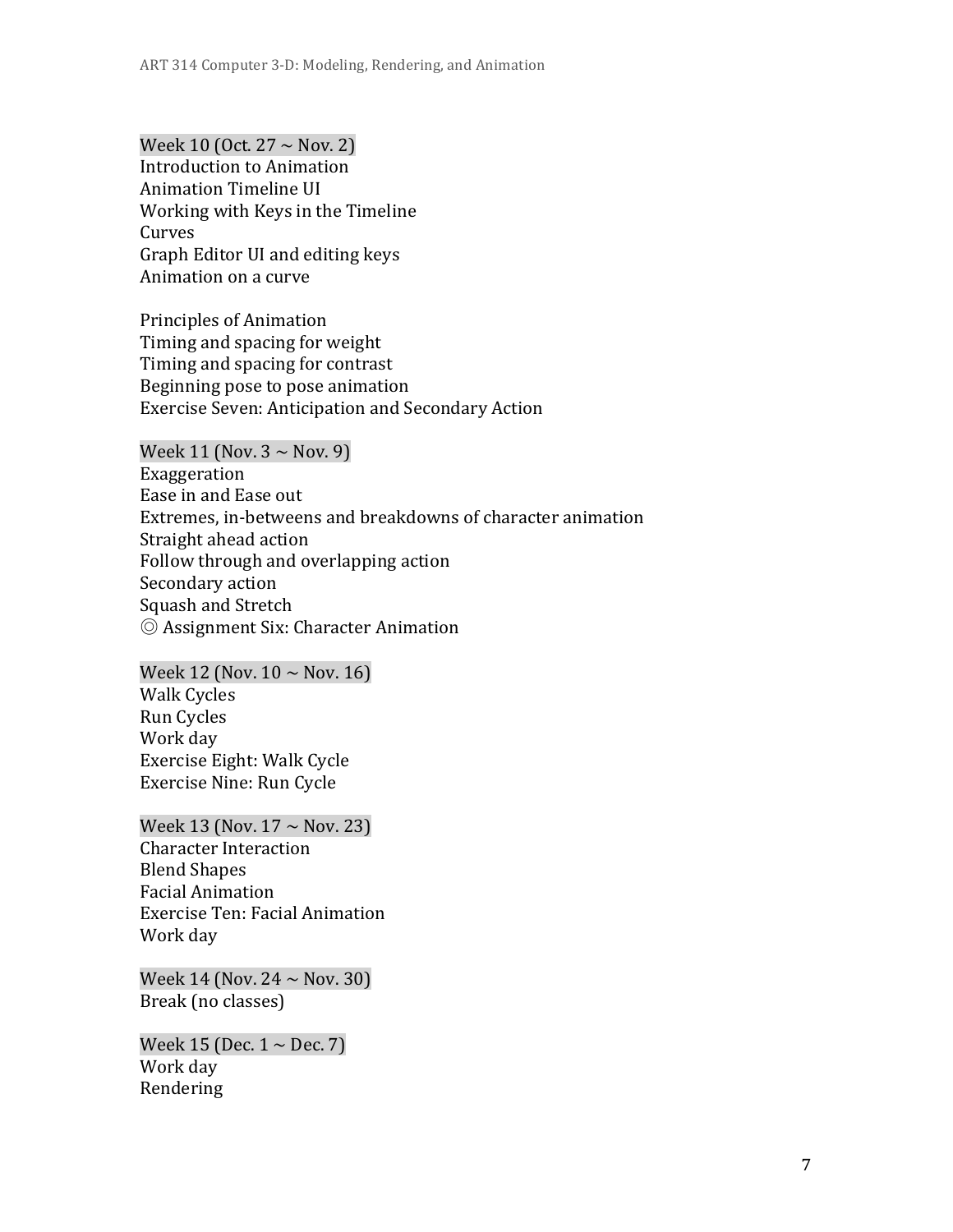### Week 10 (Oct. 27 ~ Nov. 2)

Introduction to Animation
Animation Timeline UI
Working with Keys in the Timeline
Curves
Graph Editor UI and editing keys
Animation on a curve

Principles of Animation
Timing and spacing for weight
Timing and spacing for contrast
Beginning pose to pose animation
Exercise Seven: Anticipation and Secondary Action

### Week 11 (Nov. 3 ~ Nov. 9)

Exaggeration
Ease in and Ease out
Extremes, in-betweens and breakdowns of character animation
Straight ahead action
Follow through and overlapping action
Secondary action
Squash and Stretch
◎ Assignment Six: Character Animation

### Week 12 (Nov. 10 ~ Nov. 16)

Walk Cycles
Run Cycles
Work day
Exercise Eight: Walk Cycle
Exercise Nine: Run Cycle

### Week 13 (Nov. 17 ~ Nov. 23)

Character Interaction
Blend Shapes
Facial Animation
Exercise Ten: Facial Animation
Work day

### Week 14 (Nov. 24 ~ Nov. 30)

Break (no classes)

### Week 15 (Dec. 1 ~ Dec. 7)

Work day
Rendering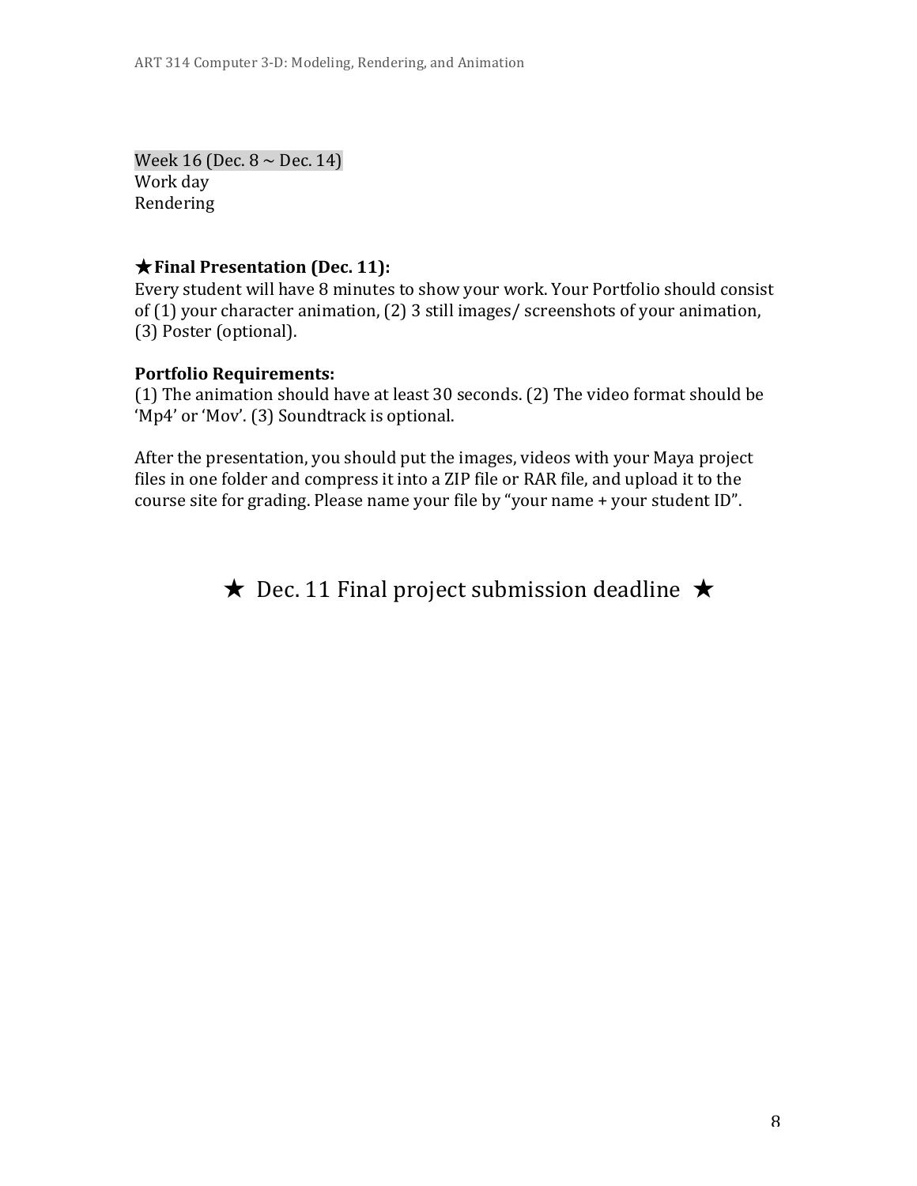Week 16 (Dec. 8 ~ Dec. 14)
Work day
Rendering

**★Final Presentation (Dec. 11):**
Every student will have 8 minutes to show your work. Your Portfolio should consist of (1) your character animation, (2) 3 still images/ screenshots of your animation, (3) Poster (optional).

**Portfolio Requirements:**
(1) The animation should have at least 30 seconds. (2) The video format should be 'Mp4' or 'Mov'. (3) Soundtrack is optional.

After the presentation, you should put the images, videos with your Maya project files in one folder and compress it into a ZIP file or RAR file, and upload it to the course site for grading. Please name your file by "your name + your student ID".

★ Dec. 11 Final project submission deadline ★